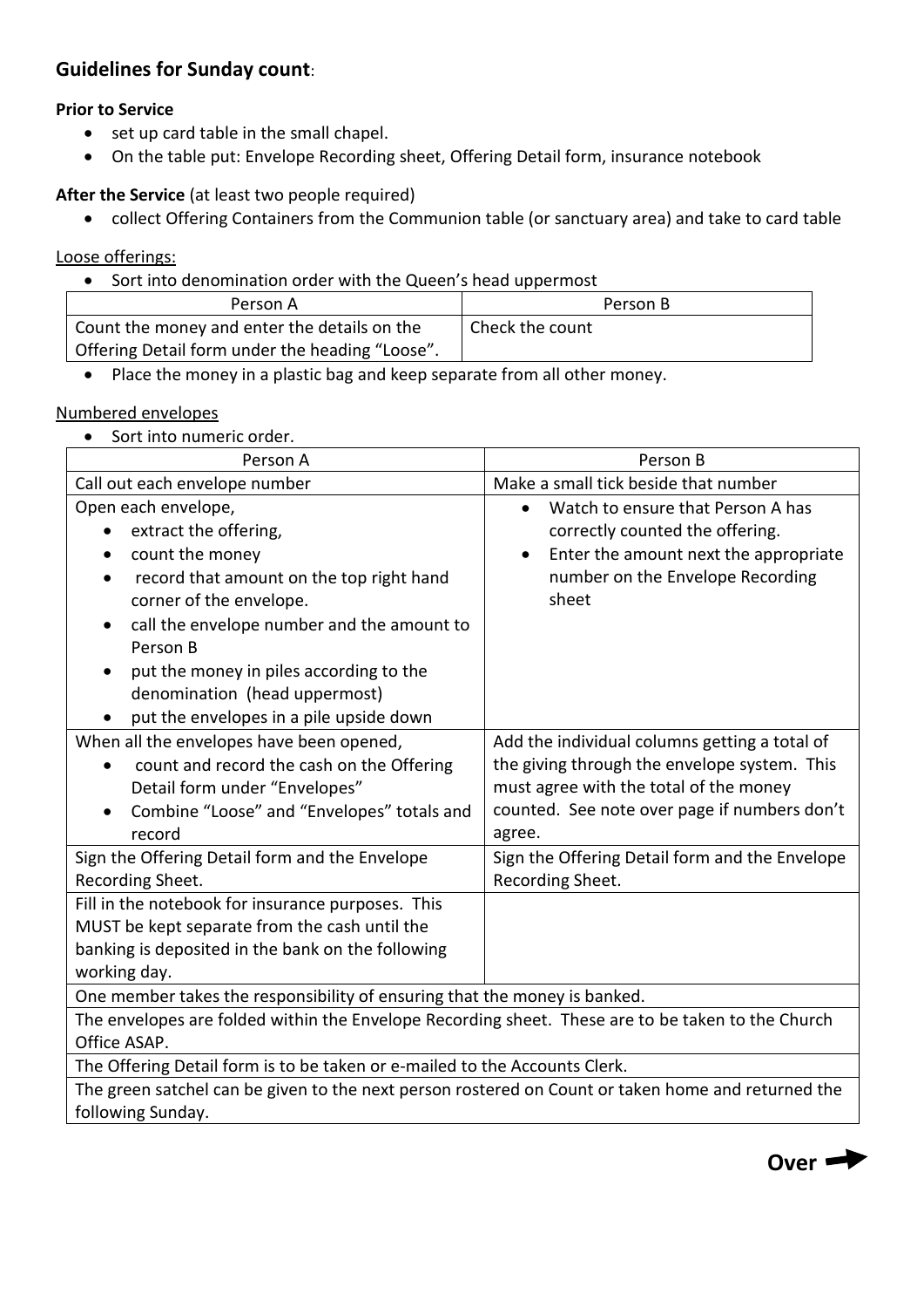## **Guidelines for Sunday count**:

**Prior to Service**

- set up card table in the small chapel.
- On the table put: Envelope Recording sheet, Offering Detail form, insurance notebook

**After the Service** (at least two people required)

- collect Offering Containers from the Communion table (or sanctuary area) and take to card table

Loose offerings:

- Sort into denomination order with the Queen's head uppermost

| Person A | Person B |
|---|---|
| Count the money and enter the details on the Offering Detail form under the heading "Loose". | Check the count |

- Place the money in a plastic bag and keep separate from all other money.

Numbered envelopes

- Sort into numeric order.

| Person A | Person B |
|---|---|
| Call out each envelope number | Make a small tick beside that number |
| Open each envelope, <br>• extract the offering, <br>• count the money <br>• record that amount on the top right hand corner of the envelope. <br>• call the envelope number and the amount to Person B <br>• put the money in piles according to the denomination (head uppermost) <br>• put the envelopes in a pile upside down | • Watch to ensure that Person A has correctly counted the offering. <br>• Enter the amount next the appropriate number on the Envelope Recording sheet |
| When all the envelopes have been opened, <br>• count and record the cash on the Offering Detail form under "Envelopes" <br>• Combine "Loose" and "Envelopes" totals and record | Add the individual columns getting a total of the giving through the envelope system. This must agree with the total of the money counted. See note over page if numbers don't agree. |
| Sign the Offering Detail form and the Envelope Recording Sheet. | Sign the Offering Detail form and the Envelope Recording Sheet. |
| Fill in the notebook for insurance purposes. This MUST be kept separate from the cash until the banking is deposited in the bank on the following working day. | |
| One member takes the responsibility of ensuring that the money is banked. | |
| The envelopes are folded within the Envelope Recording sheet. These are to be taken to the Church Office ASAP. | |
| The Offering Detail form is to be taken or e-mailed to the Accounts Clerk. | |
| The green satchel can be given to the next person rostered on Count or taken home and returned the following Sunday. | |

**Over** ➡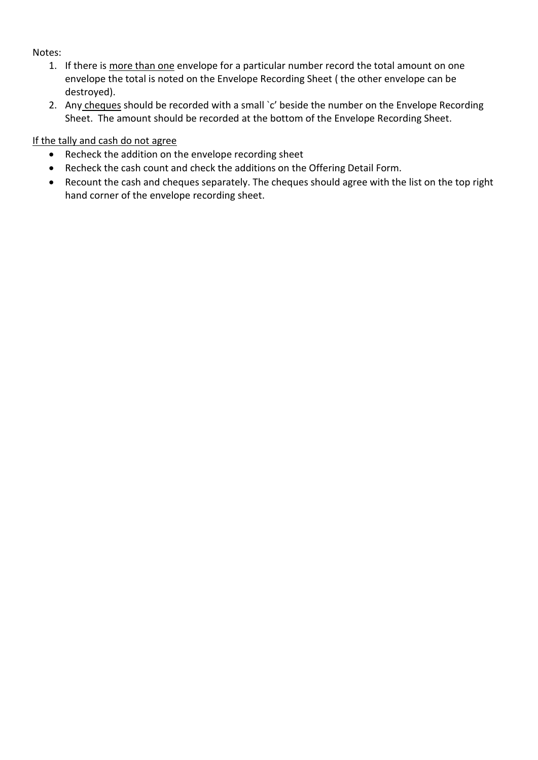Notes:

1. If there is more than one envelope for a particular number record the total amount on one envelope the total is noted on the Envelope Recording Sheet ( the other envelope can be destroyed).
2. Any cheques should be recorded with a small `c' beside the number on the Envelope Recording Sheet. The amount should be recorded at the bottom of the Envelope Recording Sheet.

If the tally and cash do not agree

- Recheck the addition on the envelope recording sheet
- Recheck the cash count and check the additions on the Offering Detail Form.
- Recount the cash and cheques separately. The cheques should agree with the list on the top right hand corner of the envelope recording sheet.